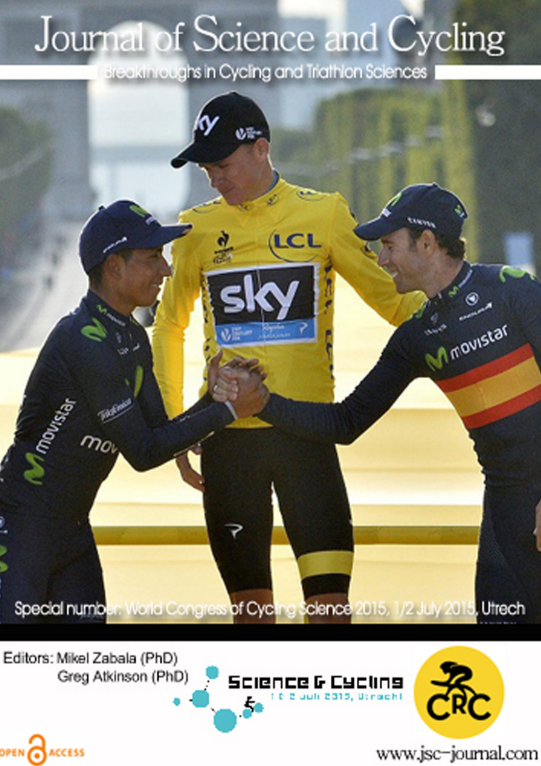# Journal of Science and Cycling

Breakthroughs in Cycling and Triathlon Sciences

Special number: World Congress of Cycling Science 2015, 1/2 July 2015, Utrech

Editors: Mikel Zabala (PhD)
Greg Atkinson (PhD)

Science & Cycling
1 & 2 juli 2015, Utrecht

CRC

OPEN ACCESS

www.jsc-journal.com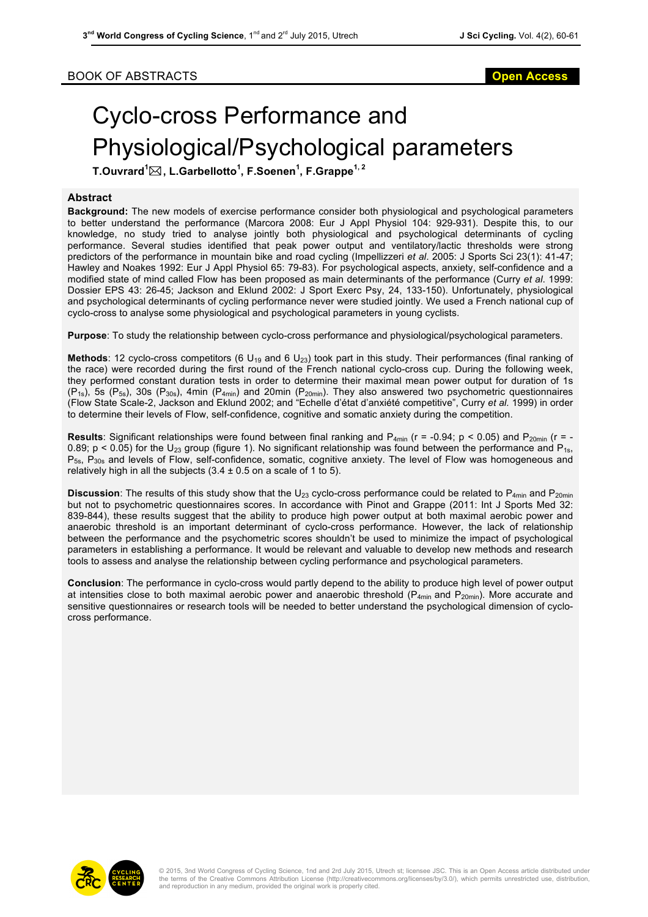BOOK OF ABSTRACTS

# Cyclo-cross Performance and Physiological/Psychological parameters

**T.Ouvrard[1]✉, L.Garbellotto[1], F.Soenen[1], F.Grappe[1, 2]**

## Abstract

**Background:** The new models of exercise performance consider both physiological and psychological parameters to better understand the performance (Marcora 2008: Eur J Appl Physiol 104: 929-931). Despite this, to our knowledge, no study tried to analyse jointly both physiological and psychological determinants of cycling performance. Several studies identified that peak power output and ventilatory/lactic thresholds were strong predictors of the performance in mountain bike and road cycling (Impellizzeri *et al*. 2005: J Sports Sci 23(1): 41-47; Hawley and Noakes 1992: Eur J Appl Physiol 65: 79-83). For psychological aspects, anxiety, self-confidence and a modified state of mind called Flow has been proposed as main determinants of the performance (Curry *et al*. 1999: Dossier EPS 43: 26-45; Jackson and Eklund 2002: J Sport Exerc Psy, 24, 133-150). Unfortunately, physiological and psychological determinants of cycling performance never were studied jointly. We used a French national cup of cyclo-cross to analyse some physiological and psychological parameters in young cyclists.

**Purpose**: To study the relationship between cyclo-cross performance and physiological/psychological parameters.

**Methods**: 12 cyclo-cross competitors (6 $U_{19}$ and 6 $U_{23}$) took part in this study. Their performances (final ranking of the race) were recorded during the first round of the French national cyclo-cross cup. During the following week, they performed constant duration tests in order to determine their maximal mean power output for duration of 1s ($P_{1s}$), 5s ($P_{5s}$), 30s ($P_{30s}$), 4min ($P_{4min}$) and 20min ($P_{20min}$). They also answered two psychometric questionnaires (Flow State Scale-2, Jackson and Eklund 2002; and "Echelle d'état d'anxiété competitive", Curry *et al.* 1999) in order to determine their levels of Flow, self-confidence, cognitive and somatic anxiety during the competition.

**Results**: Significant relationships were found between final ranking and $P_{4min}$ ($r = -0.94$; $p < 0.05$) and $P_{20min}$ ($r = -0.89$; $p < 0.05$) for the $U_{23}$ group (figure 1). No significant relationship was found between the performance and $P_{1s}$, $P_{5s}$, $P_{30s}$ and levels of Flow, self-confidence, somatic, cognitive anxiety. The level of Flow was homogeneous and relatively high in all the subjects ($3.4 \pm 0.5$ on a scale of 1 to 5).

**Discussion**: The results of this study show that the $U_{23}$ cyclo-cross performance could be related to $P_{4min}$ and $P_{20min}$ but not to psychometric questionnaires scores. In accordance with Pinot and Grappe (2011: Int J Sports Med 32: 839-844), these results suggest that the ability to produce high power output at both maximal aerobic power and anaerobic threshold is an important determinant of cyclo-cross performance. However, the lack of relationship between the performance and the psychometric scores shouldn't be used to minimize the impact of psychological parameters in establishing a performance. It would be relevant and valuable to develop new methods and research tools to assess and analyse the relationship between cycling performance and psychological parameters.

**Conclusion**: The performance in cyclo-cross would partly depend to the ability to produce high level of power output at intensities close to both maximal aerobic power and anaerobic threshold ($P_{4min}$ and $P_{20min}$). More accurate and sensitive questionnaires or research tools will be needed to better understand the psychological dimension of cyclo-cross performance.

© 2015, 3nd World Congress of Cycling Science, 1nd and 2nd July 2015, Utrech st; licensee JSC. This is an Open Access article distributed under the terms of the Creative Commons Attribution License (http://creativecommons.org/licenses/by/3.0/), which permits unrestricted use, distribution, and reproduction in any medium, provided the original work is properly cited.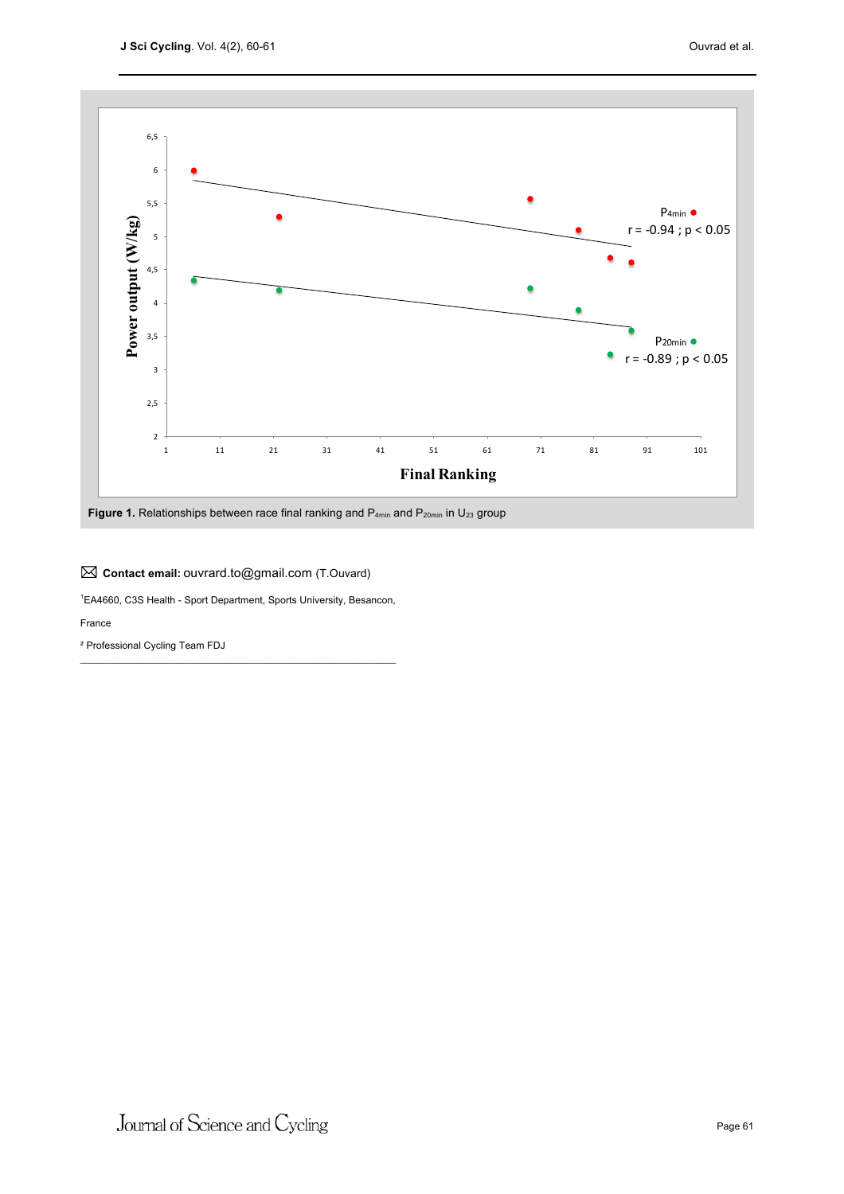6,5
6
5,5
5
4,5
4
3,5
3
2,5
2

Power output (W/kg)

1 11 21 31 41 51 61 71 81 91 101

Final Ranking

$P_{4min}$
r = -0.94 ; p < 0.05

$P_{20min}$
r = -0.89 ; p < 0.05

**Figure 1.** Relationships between race final ranking and $P_{4min}$ and $P_{20min}$ in $U_{23}$ group

✉ **Contact email:** ouvrard.to@gmail.com (T.Ouvard)

[1]EA4660, C3S Health - Sport Department, Sports University, Besancon, France

[2] Professional Cycling Team FDJ